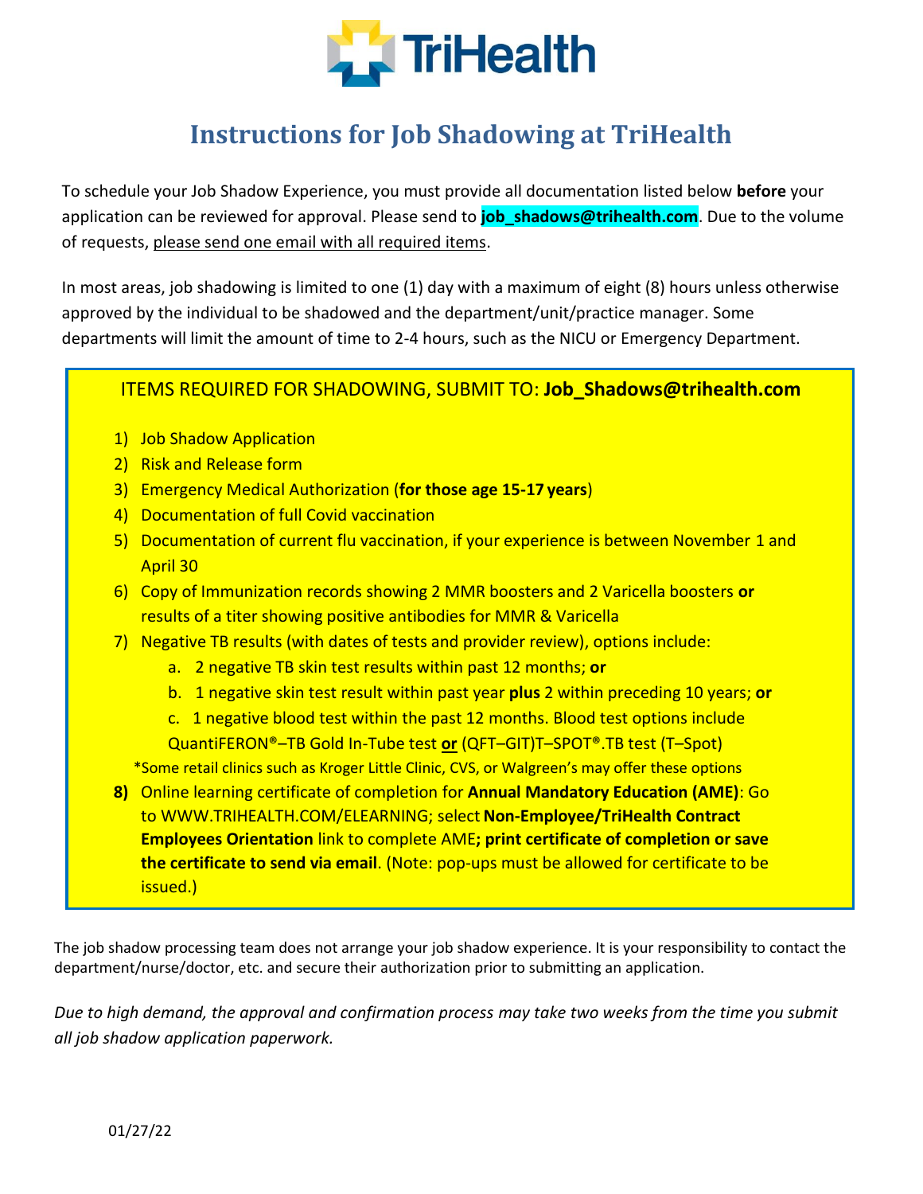TriHealth

# Instructions for Job Shadowing at TriHealth

To schedule your Job Shadow Experience, you must provide all documentation listed below **before** your application can be reviewed for approval. Please send to **job_shadows@trihealth.com**. Due to the volume of requests, please send one email with all required items.

In most areas, job shadowing is limited to one (1) day with a maximum of eight (8) hours unless otherwise approved by the individual to be shadowed and the department/unit/practice manager. Some departments will limit the amount of time to 2-4 hours, such as the NICU or Emergency Department.

ITEMS REQUIRED FOR SHADOWING, SUBMIT TO: **Job_Shadows@trihealth.com**

1) Job Shadow Application
2) Risk and Release form
3) Emergency Medical Authorization (**for those age 15-17 years**)
4) Documentation of full Covid vaccination
5) Documentation of current flu vaccination, if your experience is between November 1 and April 30
6) Copy of Immunization records showing 2 MMR boosters and 2 Varicella boosters **or** results of a titer showing positive antibodies for MMR & Varicella
7) Negative TB results (with dates of tests and provider review), options include:
   a. 2 negative TB skin test results within past 12 months; **or**
   b. 1 negative skin test result within past year **plus** 2 within preceding 10 years; **or**
   c. 1 negative blood test within the past 12 months. Blood test options include QuantiFERON®–TB Gold In-Tube test **or** (QFT–GIT)T–SPOT®.TB test (T–Spot)

   *Some retail clinics such as Kroger Little Clinic, CVS, or Walgreen's may offer these options
8) Online learning certificate of completion for **Annual Mandatory Education (AME)**: Go to WWW.TRIHEALTH.COM/ELEARNING; select **Non-Employee/TriHealth Contract Employees Orientation** link to complete AME**; print certificate of completion or save the certificate to send via email**. (Note: pop-ups must be allowed for certificate to be issued.)

The job shadow processing team does not arrange your job shadow experience. It is your responsibility to contact the department/nurse/doctor, etc. and secure their authorization prior to submitting an application.

*Due to high demand, the approval and confirmation process may take two weeks from the time you submit all job shadow application paperwork.*

01/27/22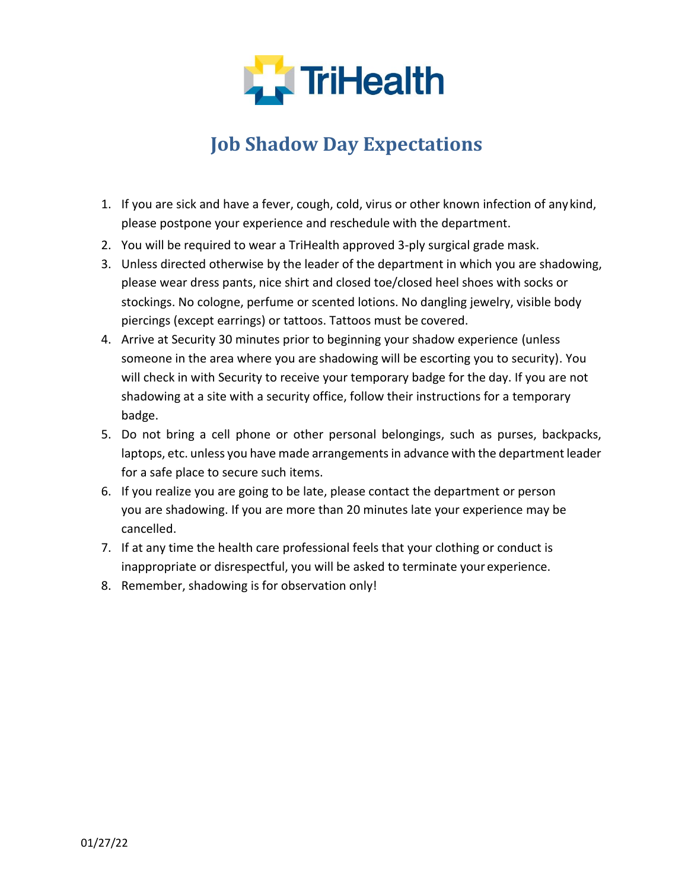TriHealth

# Job Shadow Day Expectations

1. If you are sick and have a fever, cough, cold, virus or other known infection of any kind, please postpone your experience and reschedule with the department.
2. You will be required to wear a TriHealth approved 3-ply surgical grade mask.
3. Unless directed otherwise by the leader of the department in which you are shadowing, please wear dress pants, nice shirt and closed toe/closed heel shoes with socks or stockings. No cologne, perfume or scented lotions. No dangling jewelry, visible body piercings (except earrings) or tattoos. Tattoos must be covered.
4. Arrive at Security 30 minutes prior to beginning your shadow experience (unless someone in the area where you are shadowing will be escorting you to security). You will check in with Security to receive your temporary badge for the day. If you are not shadowing at a site with a security office, follow their instructions for a temporary badge.
5. Do not bring a cell phone or other personal belongings, such as purses, backpacks, laptops, etc. unless you have made arrangements in advance with the department leader for a safe place to secure such items.
6. If you realize you are going to be late, please contact the department or person you are shadowing. If you are more than 20 minutes late your experience may be cancelled.
7. If at any time the health care professional feels that your clothing or conduct is inappropriate or disrespectful, you will be asked to terminate your experience.
8. Remember, shadowing is for observation only!

01/27/22